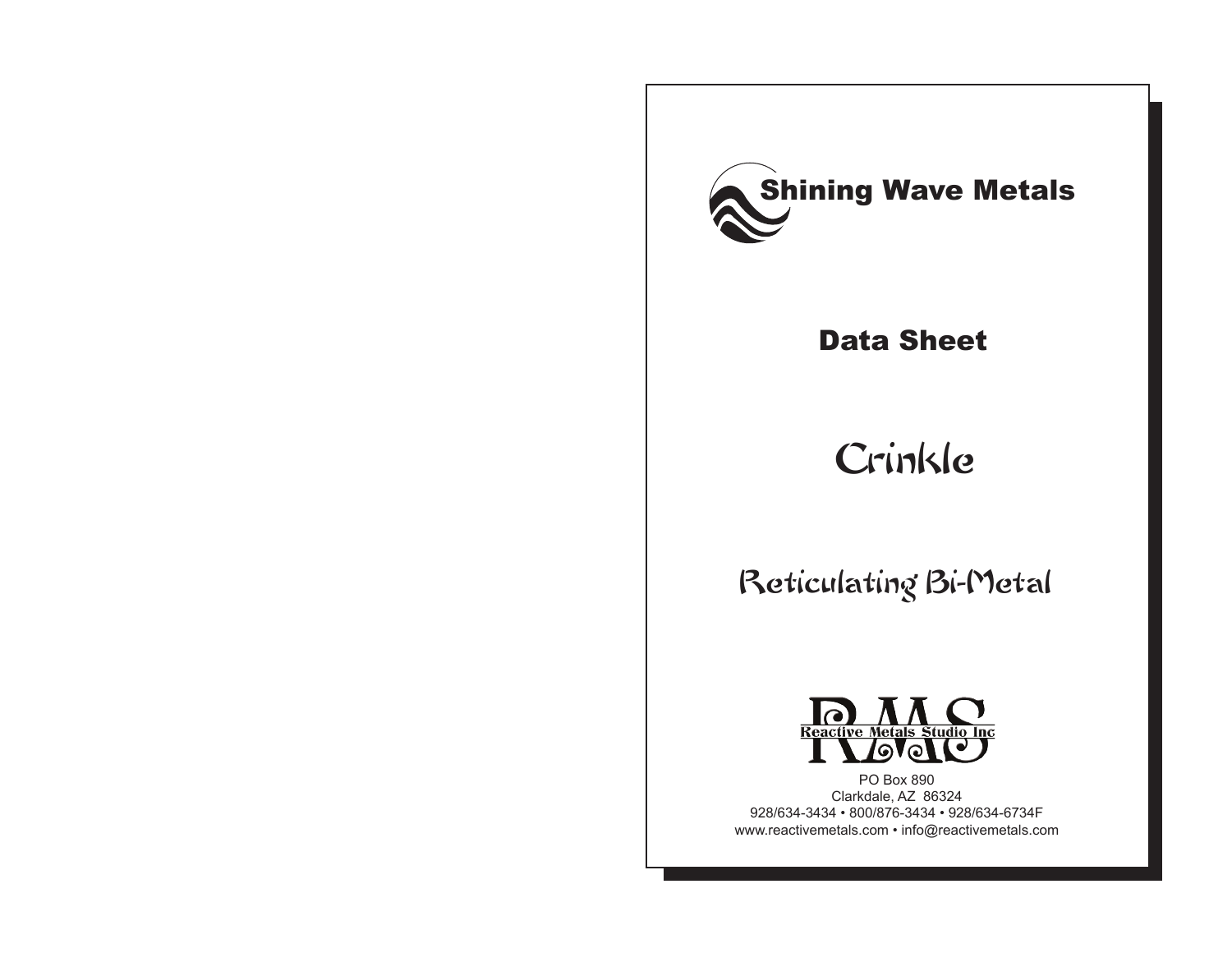# Shining Wave Metals

## Data Sheet

# Crinkle

## Reticulating Bi-Metal

RMS
Reactive Metals Studio Inc

PO Box 890
Clarkdale, AZ 86324
928/634-3434 • 800/876-3434 • 928/634-6734F
www.reactivemetals.com • info@reactivemetals.com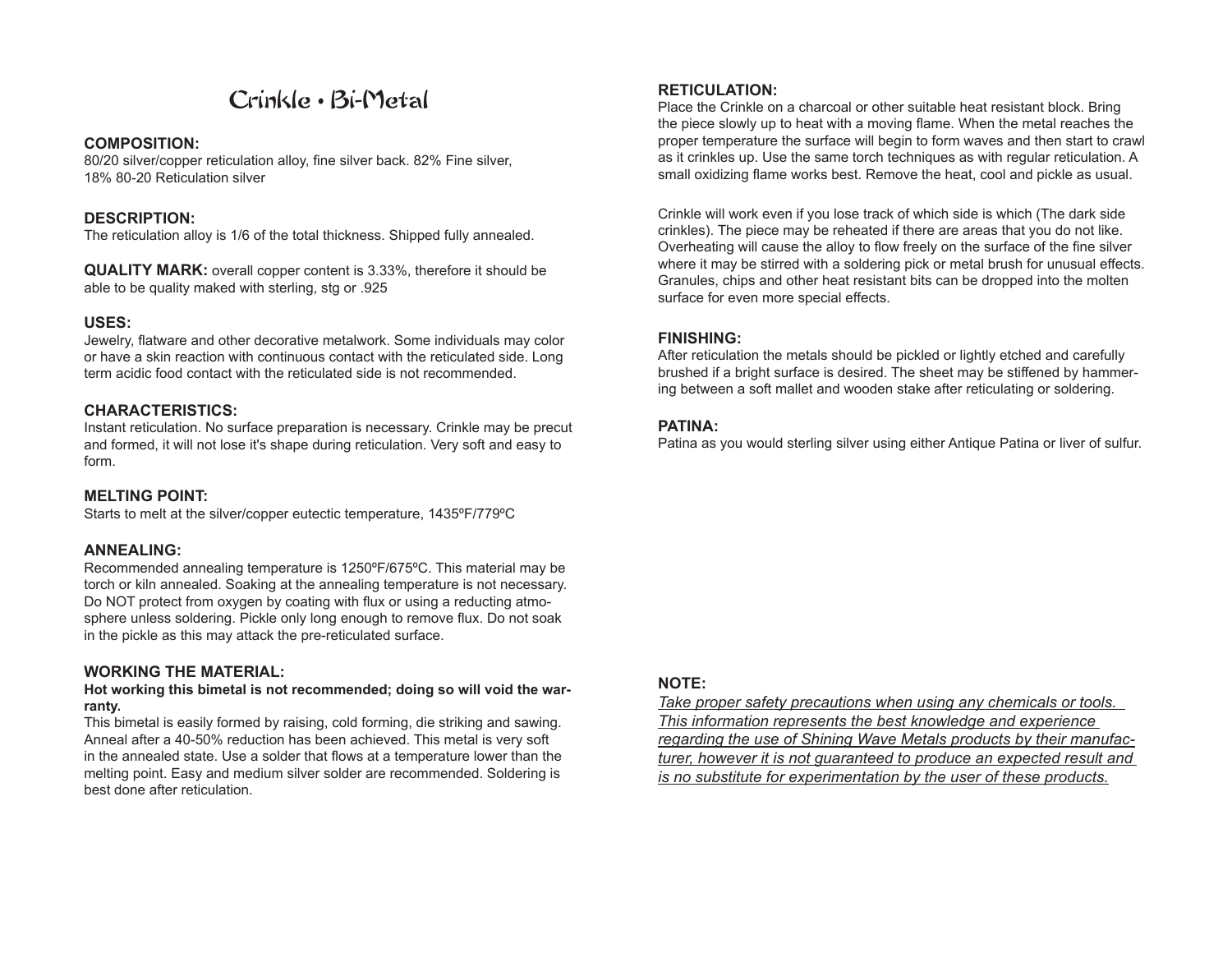# Crinkle • Bi-Metal

**COMPOSITION:**
80/20 silver/copper reticulation alloy, fine silver back. 82% Fine silver, 18% 80-20 Reticulation silver

**DESCRIPTION:**
The reticulation alloy is 1/6 of the total thickness. Shipped fully annealed.

**QUALITY MARK:** overall copper content is 3.33%, therefore it should be able to be quality maked with sterling, stg or .925

**USES:**
Jewelry, flatware and other decorative metalwork. Some individuals may color or have a skin reaction with continuous contact with the reticulated side. Long term acidic food contact with the reticulated side is not recommended.

**CHARACTERISTICS:**
Instant reticulation. No surface preparation is necessary. Crinkle may be precut and formed, it will not lose it's shape during reticulation. Very soft and easy to form.

**MELTING POINT:**
Starts to melt at the silver/copper eutectic temperature, 1435ºF/779ºC

**ANNEALING:**
Recommended annealing temperature is 1250ºF/675ºC. This material may be torch or kiln annealed. Soaking at the annealing temperature is not necessary. Do NOT protect from oxygen by coating with flux or using a reducting atmosphere unless soldering. Pickle only long enough to remove flux. Do not soak in the pickle as this may attack the pre-reticulated surface.

**WORKING THE MATERIAL:**
**Hot working this bimetal is not recommended; doing so will void the warranty.**
This bimetal is easily formed by raising, cold forming, die striking and sawing. Anneal after a 40-50% reduction has been achieved. This metal is very soft in the annealed state. Use a solder that flows at a temperature lower than the melting point. Easy and medium silver solder are recommended. Soldering is best done after reticulation.

**RETICULATION:**
Place the Crinkle on a charcoal or other suitable heat resistant block. Bring the piece slowly up to heat with a moving flame. When the metal reaches the proper temperature the surface will begin to form waves and then start to crawl as it crinkles up. Use the same torch techniques as with regular reticulation. A small oxidizing flame works best. Remove the heat, cool and pickle as usual.

Crinkle will work even if you lose track of which side is which (The dark side crinkles). The piece may be reheated if there are areas that you do not like. Overheating will cause the alloy to flow freely on the surface of the fine silver where it may be stirred with a soldering pick or metal brush for unusual effects. Granules, chips and other heat resistant bits can be dropped into the molten surface for even more special effects.

**FINISHING:**
After reticulation the metals should be pickled or lightly etched and carefully brushed if a bright surface is desired. The sheet may be stiffened by hammering between a soft mallet and wooden stake after reticulating or soldering.

**PATINA:**
Patina as you would sterling silver using either Antique Patina or liver of sulfur.

**NOTE:**
*Take proper safety precautions when using any chemicals or tools. This information represents the best knowledge and experience regarding the use of Shining Wave Metals products by their manufacturer, however it is not guaranteed to produce an expected result and is no substitute for experimentation by the user of these products.*